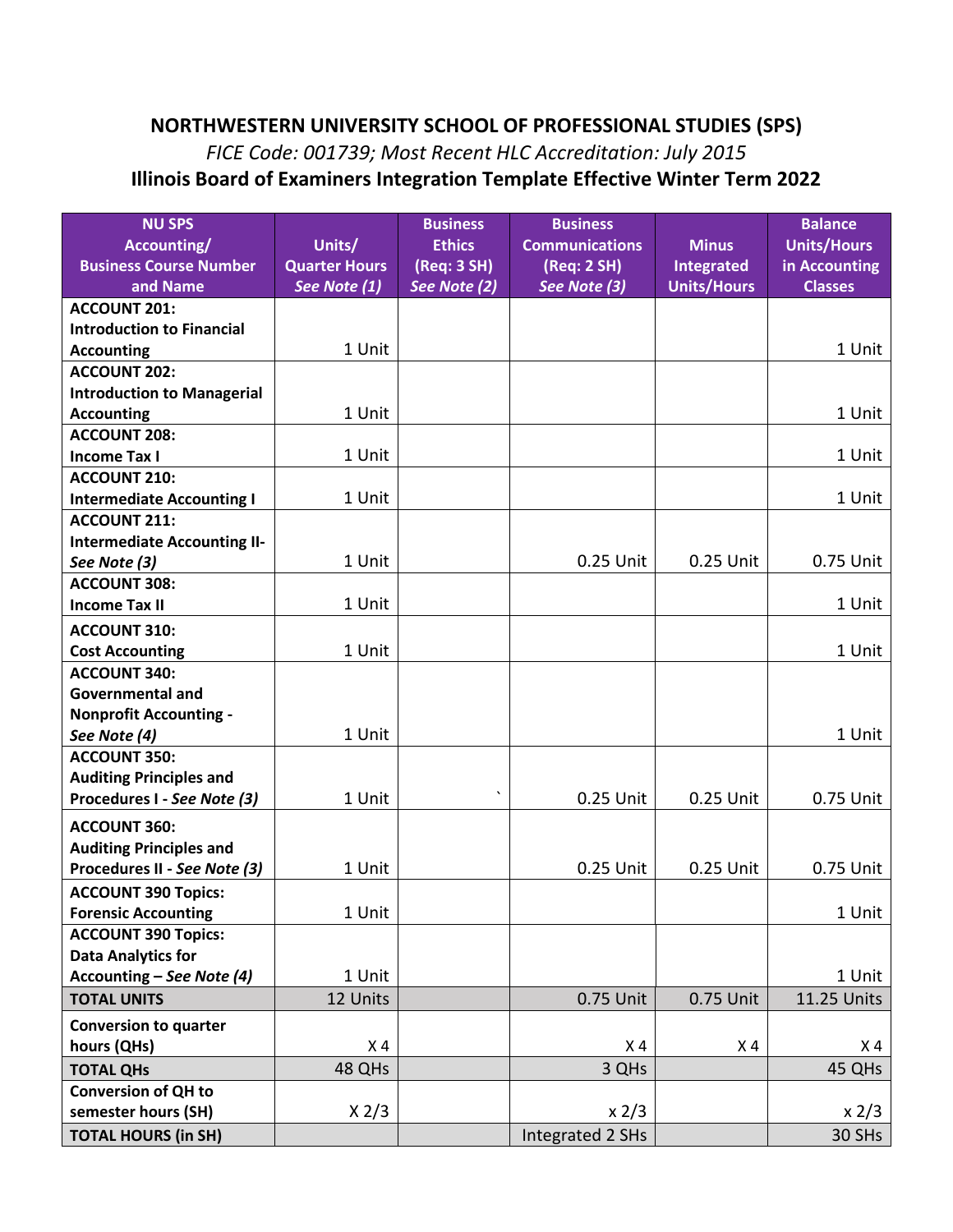# NORTHWESTERN UNIVERSITY SCHOOL OF PROFESSIONAL STUDIES (SPS)

*FICE Code: 001739; Most Recent HLC Accreditation: July 2015*

## Illinois Board of Examiners Integration Template Effective Winter Term 2022

| NU SPS Accounting/ Business Course Number and Name | Units/ Quarter Hours *See Note (1)* | Business Ethics (Req: 3 SH) *See Note (2)* | Business Communications (Req: 2 SH) *See Note (3)* | Minus Integrated Units/Hours | Balance Units/Hours in Accounting Classes |
|---|---|---|---|---|---|
| **ACCOUNT 201: Introduction to Financial Accounting** | 1 Unit | | | | 1 Unit |
| **ACCOUNT 202: Introduction to Managerial Accounting** | 1 Unit | | | | 1 Unit |
| **ACCOUNT 208: Income Tax I** | 1 Unit | | | | 1 Unit |
| **ACCOUNT 210: Intermediate Accounting I** | 1 Unit | | | | 1 Unit |
| **ACCOUNT 211: Intermediate Accounting II- *See Note (3)*** | 1 Unit | | 0.25 Unit | 0.25 Unit | 0.75 Unit |
| **ACCOUNT 308: Income Tax II** | 1 Unit | | | | 1 Unit |
| **ACCOUNT 310: Cost Accounting** | 1 Unit | | | | 1 Unit |
| **ACCOUNT 340: Governmental and Nonprofit Accounting - *See Note (4)*** | 1 Unit | | | | 1 Unit |
| **ACCOUNT 350: Auditing Principles and Procedures I - *See Note (3)*** | 1 Unit | ` | 0.25 Unit | 0.25 Unit | 0.75 Unit |
| **ACCOUNT 360: Auditing Principles and Procedures II - *See Note (3)*** | 1 Unit | | 0.25 Unit | 0.25 Unit | 0.75 Unit |
| **ACCOUNT 390 Topics: Forensic Accounting** | 1 Unit | | | | 1 Unit |
| **ACCOUNT 390 Topics: Data Analytics for Accounting – *See Note (4)*** | 1 Unit | | | | 1 Unit |
| **TOTAL UNITS** | 12 Units | | 0.75 Unit | 0.75 Unit | 11.25 Units |
| **Conversion to quarter hours (QHs)** | X 4 | | X 4 | X 4 | X 4 |
| **TOTAL QHs** | 48 QHs | | 3 QHs | | 45 QHs |
| **Conversion of QH to semester hours (SH)** | X 2/3 | | x 2/3 | | x 2/3 |
| **TOTAL HOURS (in SH)** | | | Integrated 2 SHs | | 30 SHs |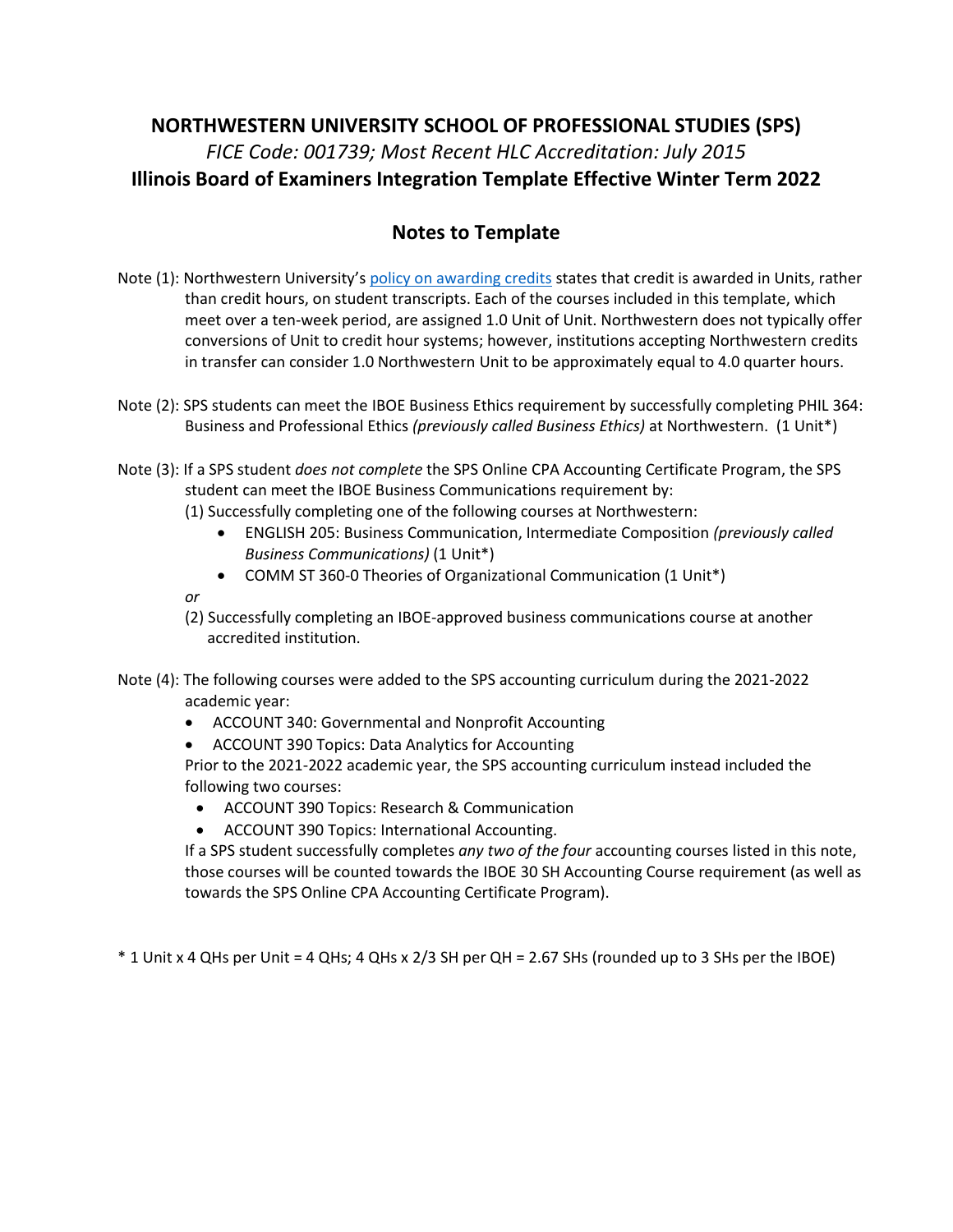**NORTHWESTERN UNIVERSITY SCHOOL OF PROFESSIONAL STUDIES (SPS)**

*FICE Code: 001739; Most Recent HLC Accreditation: July 2015*

**Illinois Board of Examiners Integration Template Effective Winter Term 2022**

## Notes to Template

Note (1): Northwestern University's policy on awarding credits states that credit is awarded in Units, rather than credit hours, on student transcripts. Each of the courses included in this template, which meet over a ten-week period, are assigned 1.0 Unit of Unit. Northwestern does not typically offer conversions of Unit to credit hour systems; however, institutions accepting Northwestern credits in transfer can consider 1.0 Northwestern Unit to be approximately equal to 4.0 quarter hours.

Note (2): SPS students can meet the IBOE Business Ethics requirement by successfully completing PHIL 364: Business and Professional Ethics *(previously called Business Ethics)* at Northwestern. (1 Unit*)

Note (3): If a SPS student *does not complete* the SPS Online CPA Accounting Certificate Program, the SPS student can meet the IBOE Business Communications requirement by:

(1) Successfully completing one of the following courses at Northwestern:

- ENGLISH 205: Business Communication, Intermediate Composition *(previously called Business Communications)* (1 Unit*)
- COMM ST 360-0 Theories of Organizational Communication (1 Unit*)

*or*

(2) Successfully completing an IBOE-approved business communications course at another accredited institution.

Note (4): The following courses were added to the SPS accounting curriculum during the 2021-2022 academic year:

- ACCOUNT 340: Governmental and Nonprofit Accounting
- ACCOUNT 390 Topics: Data Analytics for Accounting

Prior to the 2021-2022 academic year, the SPS accounting curriculum instead included the following two courses:

- ACCOUNT 390 Topics: Research & Communication
- ACCOUNT 390 Topics: International Accounting.

If a SPS student successfully completes *any two of the four* accounting courses listed in this note, those courses will be counted towards the IBOE 30 SH Accounting Course requirement (as well as towards the SPS Online CPA Accounting Certificate Program).

* 1 Unit x 4 QHs per Unit = 4 QHs; 4 QHs x 2/3 SH per QH = 2.67 SHs (rounded up to 3 SHs per the IBOE)